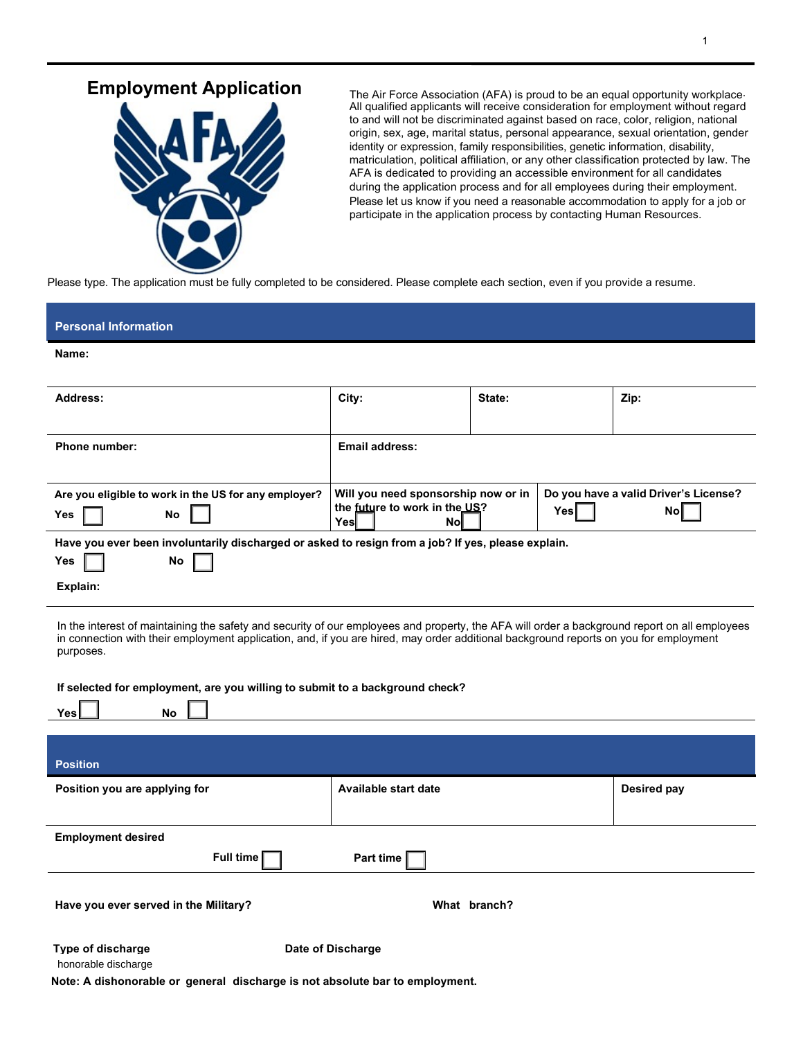# Employment Application

The Air Force Association (AFA) is proud to be an equal opportunity workplace. All qualified applicants will receive consideration for employment without regard to and will not be discriminated against based on race, color, religion, national origin, sex, age, marital status, personal appearance, sexual orientation, gender identity or expression, family responsibilities, genetic information, disability, matriculation, political affiliation, or any other classification protected by law. The AFA is dedicated to providing an accessible environment for all candidates during the application process and for all employees during their employment. Please let us know if you need a reasonable accommodation to apply for a job or participate in the application process by contacting Human Resources.

Please type. The application must be fully completed to be considered. Please complete each section, even if you provide a resume.

## Personal Information

**Name:**

| **Address:** | **City:** | **State:** | **Zip:** |
|---|---|---|---|
| | | | |

| **Phone number:** | **Email address:** |
|---|---|
| | |

| **Are you eligible to work in the US for any employer?** | **Will you need sponsorship now or in the future to work in the US?** | **Do you have a valid Driver's License?** |
|---|---|---|
| Yes ☐ No ☐ | Yes ☐ No ☐ | Yes ☐ No ☐ |

**Have you ever been involuntarily discharged or asked to resign from a job? If yes, please explain.**

**Yes** ☐ **No** ☐

**Explain:**

In the interest of maintaining the safety and security of our employees and property, the AFA will order a background report on all employees in connection with their employment application, and, if you are hired, may order additional background reports on you for employment purposes.

**If selected for employment, are you willing to submit to a background check?**

**Yes** ☐ **No** ☐

## Position

| **Position you are applying for** | **Available start date** | **Desired pay** |
|---|---|---|
| | | |

**Employment desired**

**Full time** ☐ **Part time** ☐

**Have you ever served in the Military?** **What branch?**

**Type of discharge** **Date of Discharge**

honorable discharge

**Note: A dishonorable or general discharge is not absolute bar to employment.**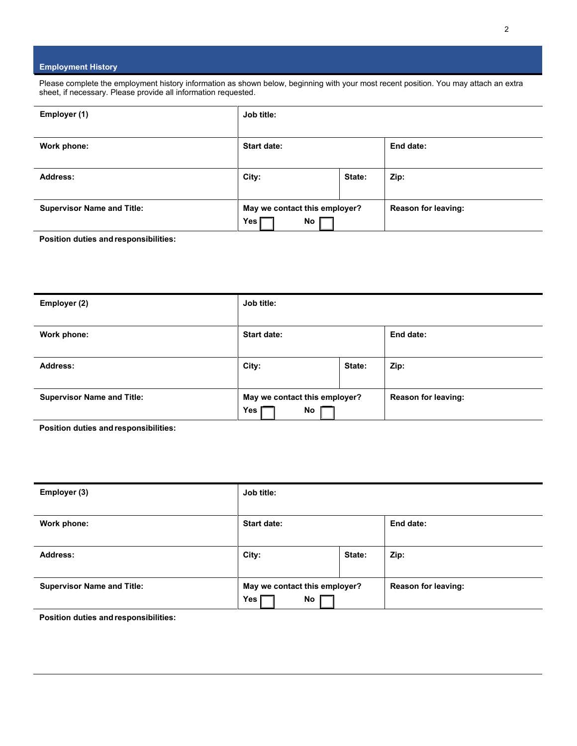## Employment History

Please complete the employment history information as shown below, beginning with your most recent position. You may attach an extra sheet, if necessary. Please provide all information requested.

| Employer (1) | Job title: | | |
|---|---|---|---|
| Work phone: | Start date: | | End date: |
| Address: | City: | State: | Zip: |
| Supervisor Name and Title: | May we contact this employer? Yes ☐ No ☐ | | Reason for leaving: |

**Position duties and responsibilities:**

| Employer (2) | Job title: | | |
|---|---|---|---|
| Work phone: | Start date: | | End date: |
| Address: | City: | State: | Zip: |
| Supervisor Name and Title: | May we contact this employer? Yes ☐ No ☐ | | Reason for leaving: |

**Position duties and responsibilities:**

| Employer (3) | Job title: | | |
|---|---|---|---|
| Work phone: | Start date: | | End date: |
| Address: | City: | State: | Zip: |
| Supervisor Name and Title: | May we contact this employer? Yes ☐ No ☐ | | Reason for leaving: |

**Position duties and responsibilities:**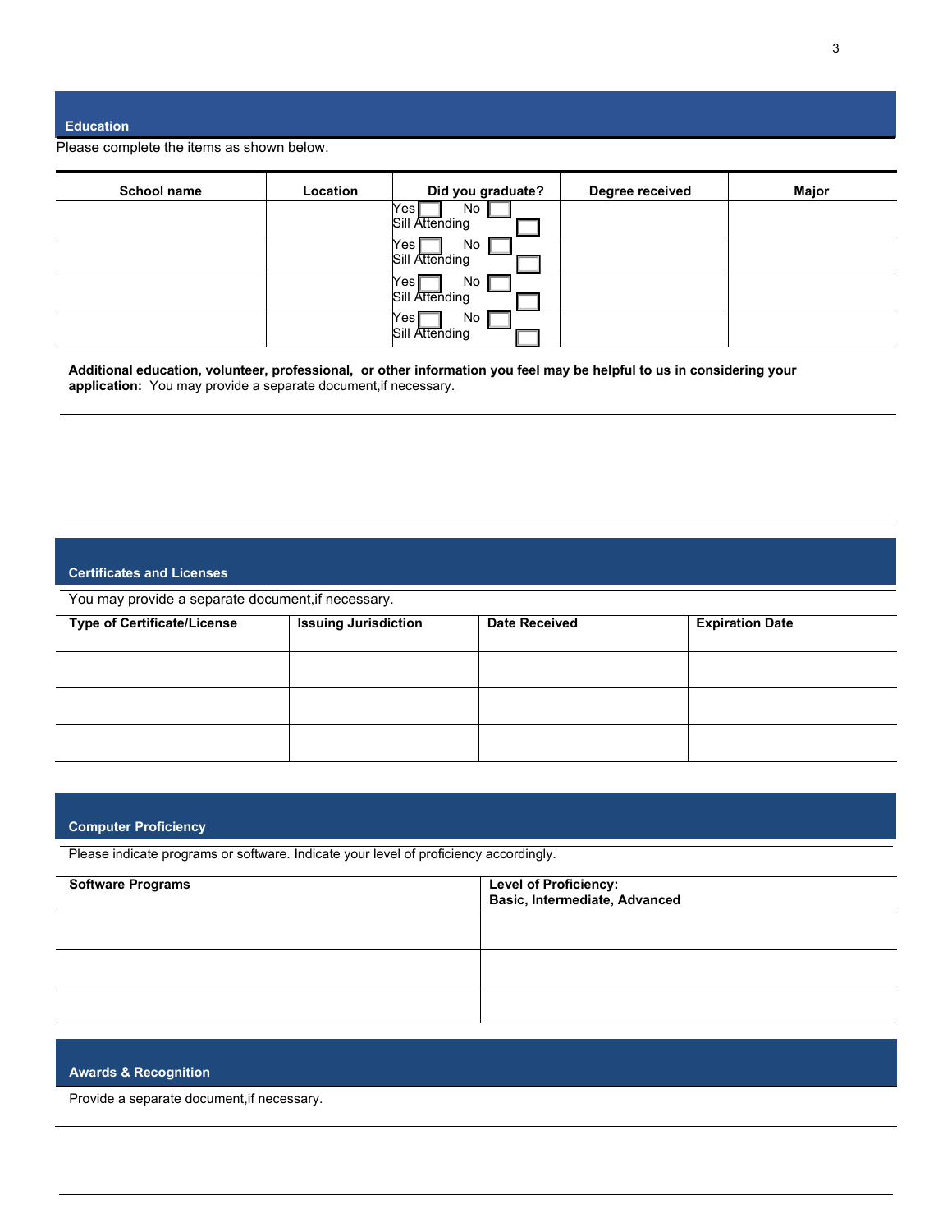## Education

Please complete the items as shown below.

| School name | Location | Did you graduate? | Degree received | Major |
|---|---|---|---|---|
| | | Yes ☐ No ☐ Sill Attending ☐ | | |
| | | Yes ☐ No ☐ Sill Attending ☐ | | |
| | | Yes ☐ No ☐ Sill Attending ☐ | | |
| | | Yes ☐ No ☐ Sill Attending ☐ | | |

**Additional education, volunteer, professional, or other information you feel may be helpful to us in considering your application:** You may provide a separate document,if necessary.

## Certificates and Licenses

You may provide a separate document,if necessary.

| Type of Certificate/License | Issuing Jurisdiction | Date Received | Expiration Date |
|---|---|---|---|
| | | | |
| | | | |
| | | | |

## Computer Proficiency

Please indicate programs or software. Indicate your level of proficiency accordingly.

| Software Programs | Level of Proficiency: Basic, Intermediate, Advanced |
|---|---|
| | |
| | |
| | |

## Awards & Recognition

Provide a separate document,if necessary.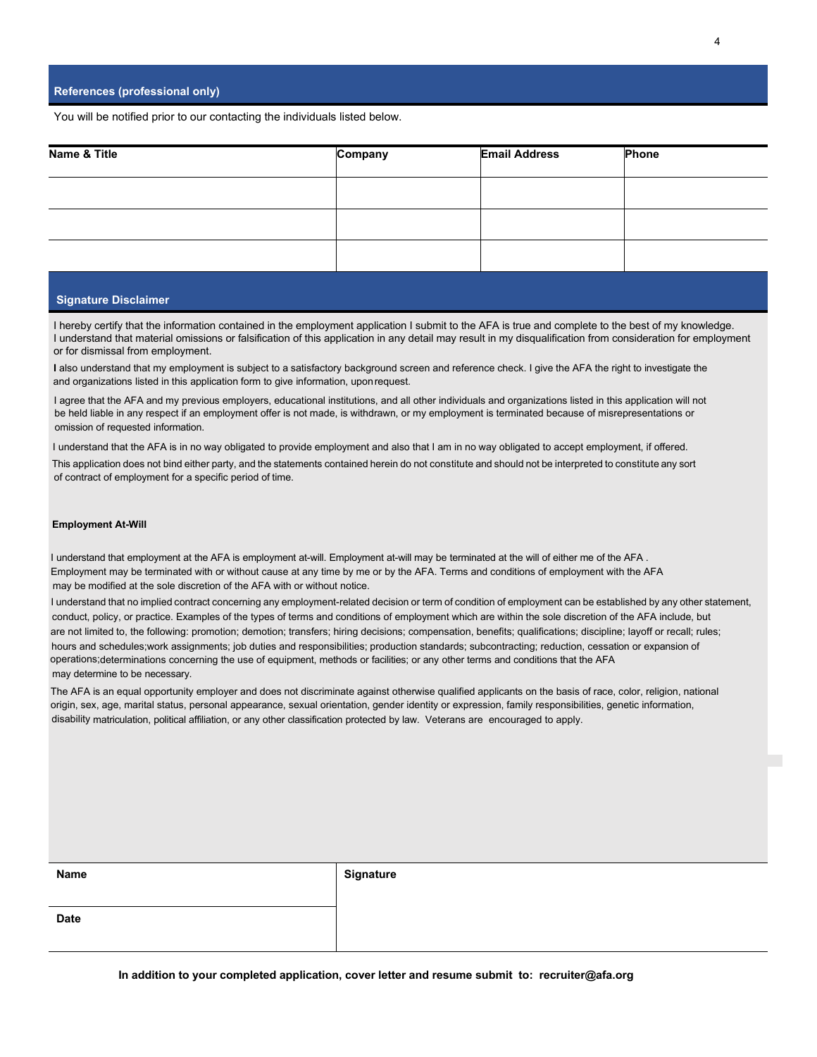## References (professional only)

You will be notified prior to our contacting the individuals listed below.

| Name & Title | Company | Email Address | Phone |
|---|---|---|---|
| | | | |
| | | | |
| | | | |

## Signature Disclaimer

I hereby certify that the information contained in the employment application I submit to the AFA is true and complete to the best of my knowledge. I understand that material omissions or falsification of this application in any detail may result in my disqualification from consideration for employment or for dismissal from employment.

I also understand that my employment is subject to a satisfactory background screen and reference check. I give the AFA the right to investigate the and organizations listed in this application form to give information, upon request.

I agree that the AFA and my previous employers, educational institutions, and all other individuals and organizations listed in this application will not be held liable in any respect if an employment offer is not made, is withdrawn, or my employment is terminated because of misrepresentations or omission of requested information.

I understand that the AFA is in no way obligated to provide employment and also that I am in no way obligated to accept employment, if offered.

This application does not bind either party, and the statements contained herein do not constitute and should not be interpreted to constitute any sort of contract of employment for a specific period of time.

**Employment At-Will**

I understand that employment at the AFA is employment at-will. Employment at-will may be terminated at the will of either me of the AFA . Employment may be terminated with or without cause at any time by me or by the AFA. Terms and conditions of employment with the AFA may be modified at the sole discretion of the AFA with or without notice.

I understand that no implied contract concerning any employment-related decision or term of condition of employment can be established by any other statement, conduct, policy, or practice. Examples of the types of terms and conditions of employment which are within the sole discretion of the AFA include, but are not limited to, the following: promotion; demotion; transfers; hiring decisions; compensation, benefits; qualifications; discipline; layoff or recall; rules; hours and schedules;work assignments; job duties and responsibilities; production standards; subcontracting; reduction, cessation or expansion of operations;determinations concerning the use of equipment, methods or facilities; or any other terms and conditions that the AFA may determine to be necessary.

The AFA is an equal opportunity employer and does not discriminate against otherwise qualified applicants on the basis of race, color, religion, national origin, sex, age, marital status, personal appearance, sexual orientation, gender identity or expression, family responsibilities, genetic information, disability matriculation, political affiliation, or any other classification protected by law. Veterans are encouraged to apply.

| Name | Signature |
|---|---|
| Date | |

**In addition to your completed application, cover letter and resume submit to: recruiter@afa.org**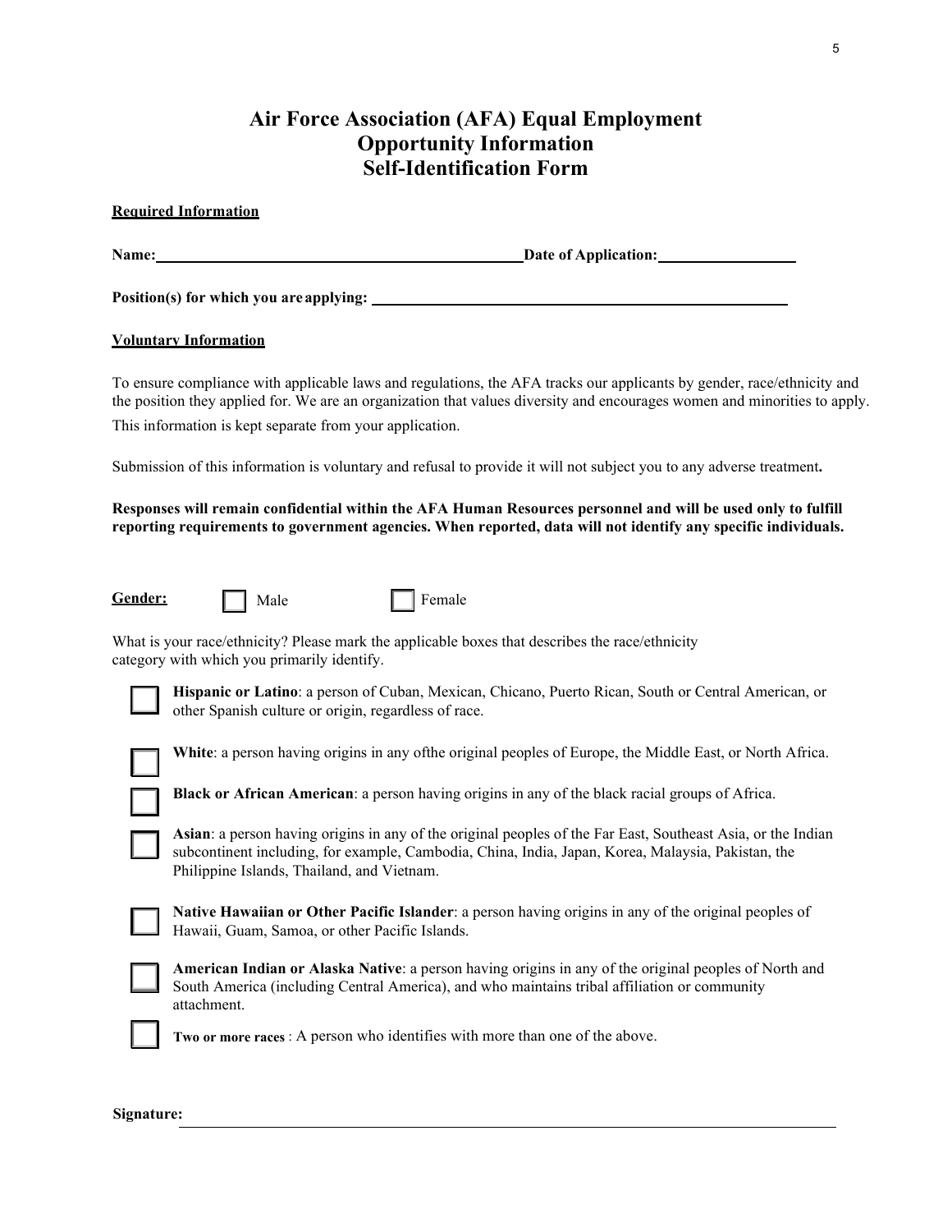# Air Force Association (AFA) Equal Employment Opportunity Information Self-Identification Form

**Required Information**

**Name:**\_\_\_\_\_\_\_\_\_\_\_\_\_\_\_\_\_\_\_\_\_\_\_\_\_\_\_\_\_\_\_\_\_\_\_\_ **Date of Application:**\_\_\_\_\_\_\_\_\_\_\_\_\_\_

**Position(s) for which you are applying:** \_\_\_\_\_\_\_\_\_\_\_\_\_\_\_\_\_\_\_\_\_\_\_\_\_\_\_\_\_\_\_\_\_\_\_\_\_\_\_\_

**Voluntary Information**

To ensure compliance with applicable laws and regulations, the AFA tracks our applicants by gender, race/ethnicity and the position they applied for. We are an organization that values diversity and encourages women and minorities to apply. This information is kept separate from your application.

Submission of this information is voluntary and refusal to provide it will not subject you to any adverse treatment**.**

**Responses will remain confidential within the AFA Human Resources personnel and will be used only to fulfill reporting requirements to government agencies. When reported, data will not identify any specific individuals.**

**Gender:** ☐ Male ☐ Female

What is your race/ethnicity? Please mark the applicable boxes that describes the race/ethnicity category with which you primarily identify.

☐ **Hispanic or Latino**: a person of Cuban, Mexican, Chicano, Puerto Rican, South or Central American, or other Spanish culture or origin, regardless of race.

☐ **White**: a person having origins in any ofthe original peoples of Europe, the Middle East, or North Africa.

☐ **Black or African American**: a person having origins in any of the black racial groups of Africa.

☐ **Asian**: a person having origins in any of the original peoples of the Far East, Southeast Asia, or the Indian subcontinent including, for example, Cambodia, China, India, Japan, Korea, Malaysia, Pakistan, the Philippine Islands, Thailand, and Vietnam.

☐ **Native Hawaiian or Other Pacific Islander**: a person having origins in any of the original peoples of Hawaii, Guam, Samoa, or other Pacific Islands.

☐ **American Indian or Alaska Native**: a person having origins in any of the original peoples of North and South America (including Central America), and who maintains tribal affiliation or community attachment.

☐ **Two or more races** : A person who identifies with more than one of the above.

**Signature:** \_\_\_\_\_\_\_\_\_\_\_\_\_\_\_\_\_\_\_\_\_\_\_\_\_\_\_\_\_\_\_\_\_\_\_\_\_\_\_\_\_\_\_\_\_\_\_\_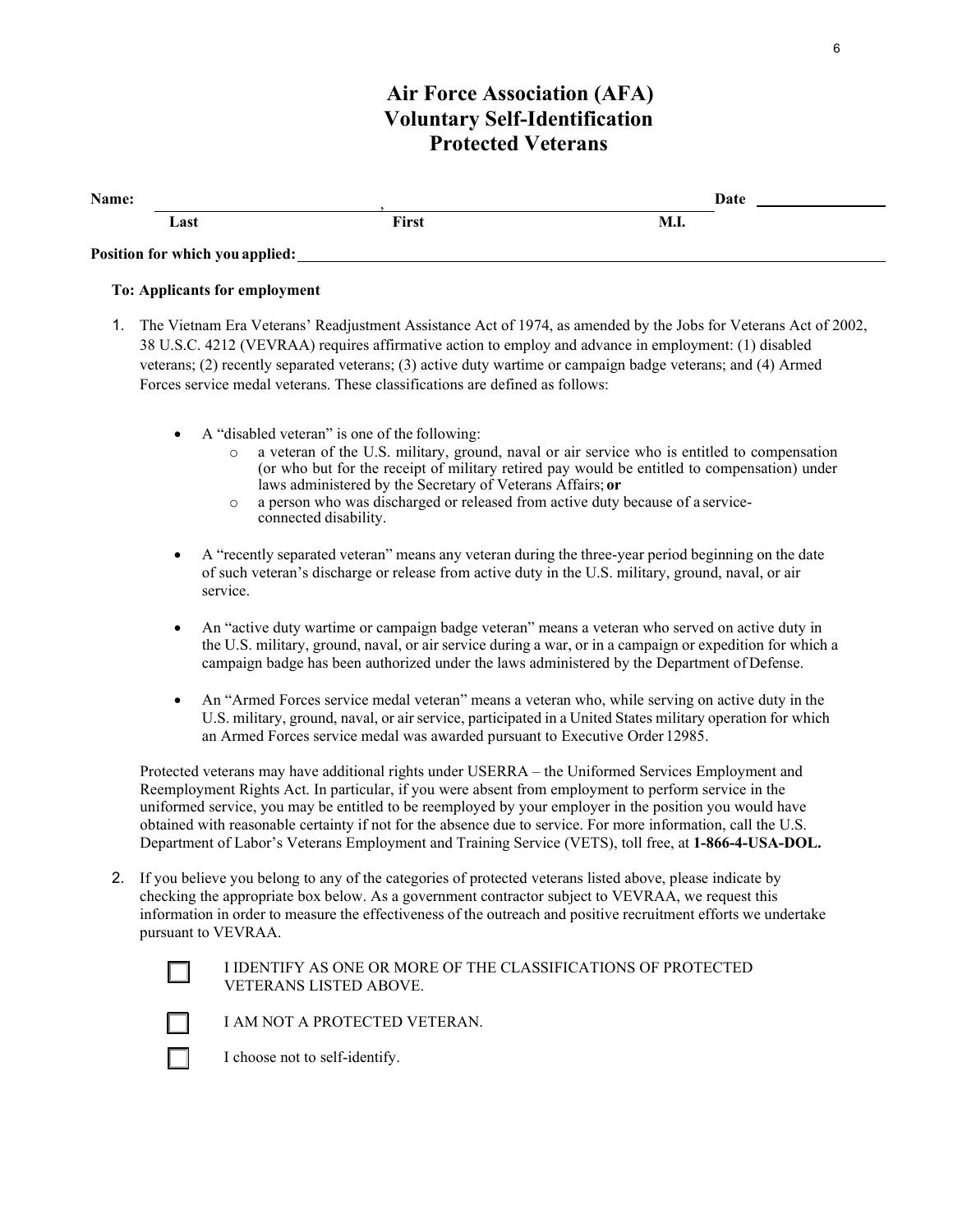# Air Force Association (AFA)
# Voluntary Self-Identification
# Protected Veterans

**Name:** ______________________ , ______________________ ______ **Date** ______________
        **Last**                                        **First**                                        **M.I.**

**Position for which you applied:** ____________________________________________

**To: Applicants for employment**

1. The Vietnam Era Veterans' Readjustment Assistance Act of 1974, as amended by the Jobs for Veterans Act of 2002, 38 U.S.C. 4212 (VEVRAA) requires affirmative action to employ and advance in employment: (1) disabled veterans; (2) recently separated veterans; (3) active duty wartime or campaign badge veterans; and (4) Armed Forces service medal veterans. These classifications are defined as follows:

   - A "disabled veteran" is one of the following:
     - a veteran of the U.S. military, ground, naval or air service who is entitled to compensation (or who but for the receipt of military retired pay would be entitled to compensation) under laws administered by the Secretary of Veterans Affairs; **or**
     - a person who was discharged or released from active duty because of a service-connected disability.

   - A "recently separated veteran" means any veteran during the three-year period beginning on the date of such veteran's discharge or release from active duty in the U.S. military, ground, naval, or air service.

   - An "active duty wartime or campaign badge veteran" means a veteran who served on active duty in the U.S. military, ground, naval, or air service during a war, or in a campaign or expedition for which a campaign badge has been authorized under the laws administered by the Department of Defense.

   - An "Armed Forces service medal veteran" means a veteran who, while serving on active duty in the U.S. military, ground, naval, or air service, participated in a United States military operation for which an Armed Forces service medal was awarded pursuant to Executive Order 12985.

   Protected veterans may have additional rights under USERRA – the Uniformed Services Employment and Reemployment Rights Act. In particular, if you were absent from employment to perform service in the uniformed service, you may be entitled to be reemployed by your employer in the position you would have obtained with reasonable certainty if not for the absence due to service. For more information, call the U.S. Department of Labor's Veterans Employment and Training Service (VETS), toll free, at **1-866-4-USA-DOL.**

2. If you believe you belong to any of the categories of protected veterans listed above, please indicate by checking the appropriate box below. As a government contractor subject to VEVRAA, we request this information in order to measure the effectiveness of the outreach and positive recruitment efforts we undertake pursuant to VEVRAA.

   ☐ I IDENTIFY AS ONE OR MORE OF THE CLASSIFICATIONS OF PROTECTED VETERANS LISTED ABOVE.

   ☐ I AM NOT A PROTECTED VETERAN.

   ☐ I choose not to self-identify.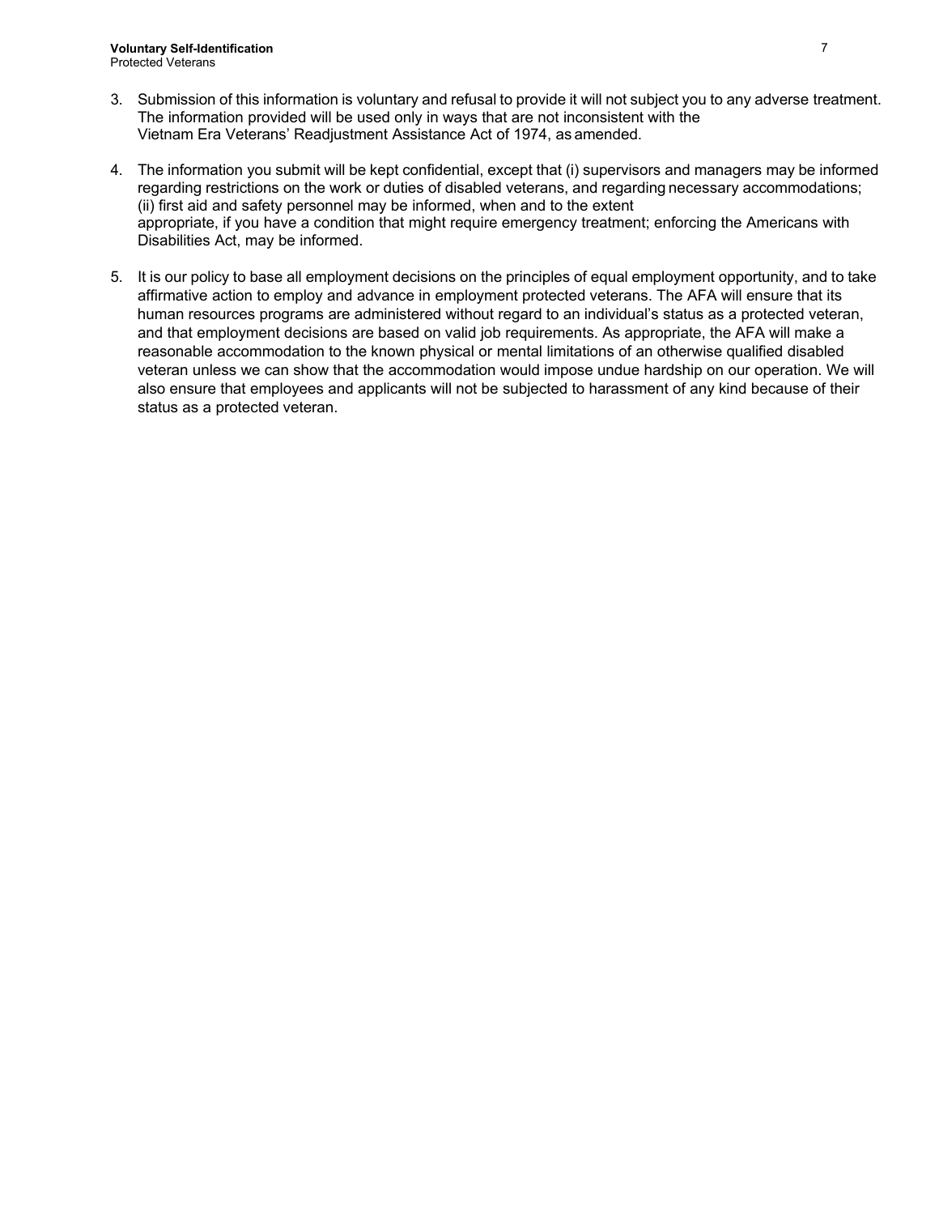3. Submission of this information is voluntary and refusal to provide it will not subject you to any adverse treatment. The information provided will be used only in ways that are not inconsistent with the Vietnam Era Veterans' Readjustment Assistance Act of 1974, as amended.

4. The information you submit will be kept confidential, except that (i) supervisors and managers may be informed regarding restrictions on the work or duties of disabled veterans, and regarding necessary accommodations; (ii) first aid and safety personnel may be informed, when and to the extent appropriate, if you have a condition that might require emergency treatment; enforcing the Americans with Disabilities Act, may be informed.

5. It is our policy to base all employment decisions on the principles of equal employment opportunity, and to take affirmative action to employ and advance in employment protected veterans. The AFA will ensure that its human resources programs are administered without regard to an individual's status as a protected veteran, and that employment decisions are based on valid job requirements. As appropriate, the AFA will make a reasonable accommodation to the known physical or mental limitations of an otherwise qualified disabled veteran unless we can show that the accommodation would impose undue hardship on our operation. We will also ensure that employees and applicants will not be subjected to harassment of any kind because of their status as a protected veteran.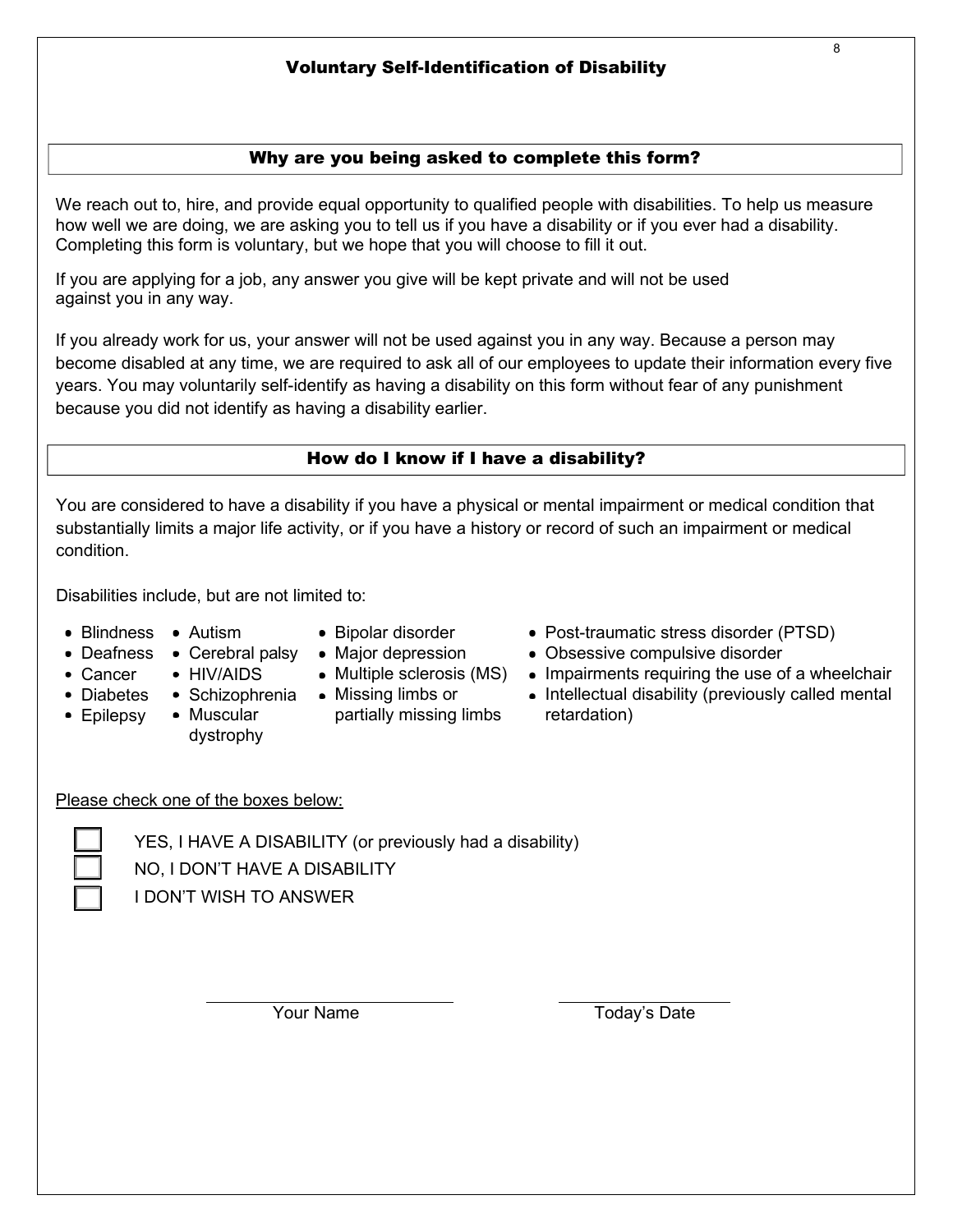# Voluntary Self-Identification of Disability

## Why are you being asked to complete this form?

We reach out to, hire, and provide equal opportunity to qualified people with disabilities. To help us measure how well we are doing, we are asking you to tell us if you have a disability or if you ever had a disability. Completing this form is voluntary, but we hope that you will choose to fill it out.

If you are applying for a job, any answer you give will be kept private and will not be used against you in any way.

If you already work for us, your answer will not be used against you in any way. Because a person may become disabled at any time, we are required to ask all of our employees to update their information every five years. You may voluntarily self-identify as having a disability on this form without fear of any punishment because you did not identify as having a disability earlier.

## How do I know if I have a disability?

You are considered to have a disability if you have a physical or mental impairment or medical condition that substantially limits a major life activity, or if you have a history or record of such an impairment or medical condition.

Disabilities include, but are not limited to:

- Blindness
- Deafness
- Cancer
- Diabetes
- Epilepsy
- Autism
- Cerebral palsy
- HIV/AIDS
- Schizophrenia
- Muscular dystrophy
- Bipolar disorder
- Major depression
- Multiple sclerosis (MS)
- Missing limbs or partially missing limbs
- Post-traumatic stress disorder (PTSD)
- Obsessive compulsive disorder
- Impairments requiring the use of a wheelchair
- Intellectual disability (previously called mental retardation)

Please check one of the boxes below:

- ☐ YES, I HAVE A DISABILITY (or previously had a disability)
- ☐ NO, I DON'T HAVE A DISABILITY
- ☐ I DON'T WISH TO ANSWER

\_\_\_\_\_\_\_\_\_\_\_\_\_\_\_\_\_\_\_\_\_\_\_\_ Your Name

\_\_\_\_\_\_\_\_\_\_\_\_\_\_\_\_\_\_\_\_\_\_\_\_ Today's Date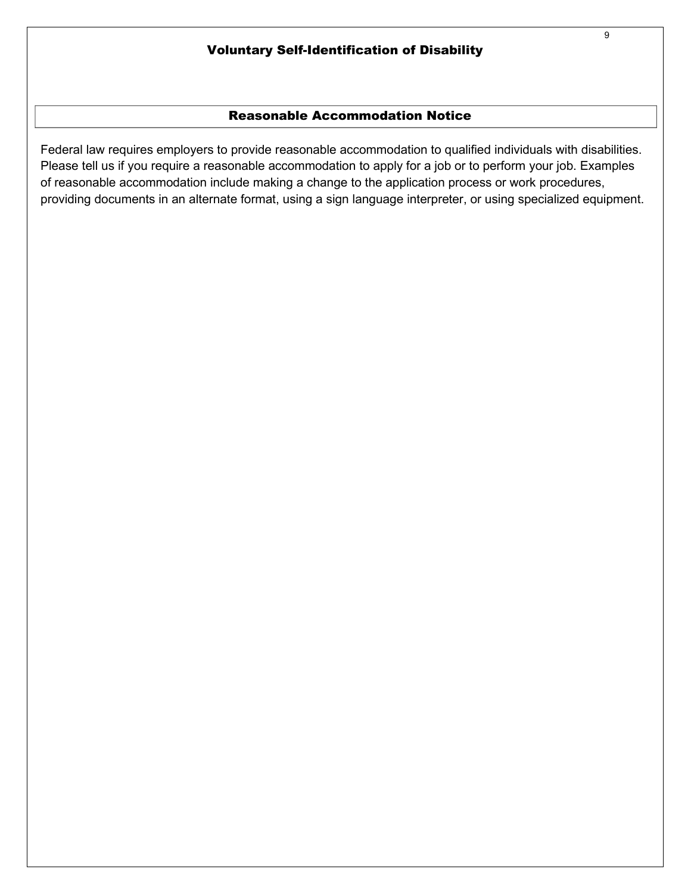# Voluntary Self-Identification of Disability

## Reasonable Accommodation Notice

Federal law requires employers to provide reasonable accommodation to qualified individuals with disabilities. Please tell us if you require a reasonable accommodation to apply for a job or to perform your job. Examples of reasonable accommodation include making a change to the application process or work procedures, providing documents in an alternate format, using a sign language interpreter, or using specialized equipment.